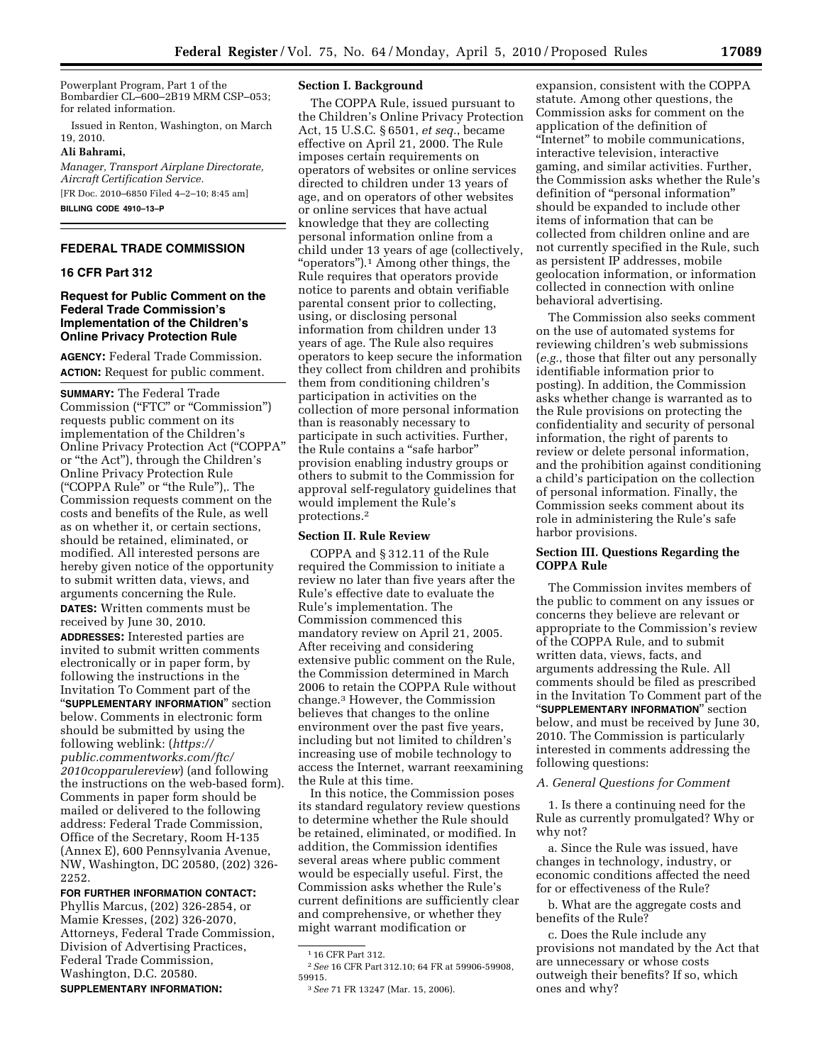Powerplant Program, Part 1 of the Bombardier CL–600–2B19 MRM CSP–053; for related information.

Issued in Renton, Washington, on March 19, 2010.

**Ali Bahrami,**

*Manager, Transport Airplane Directorate, Aircraft Certification Service.*

[FR Doc. 2010–6850 Filed 4–2–10; 8:45 am]

**BILLING CODE 4910–13–P**

---

## FEDERAL TRADE COMMISSION

## 16 CFR Part 312

## Request for Public Comment on the Federal Trade Commission's Implementation of the Children's Online Privacy Protection Rule

**AGENCY:** Federal Trade Commission.

**ACTION:** Request for public comment.

**SUMMARY:** The Federal Trade Commission ("FTC" or "Commission") requests public comment on its implementation of the Children's Online Privacy Protection Act ("COPPA" or "the Act"), through the Children's Online Privacy Protection Rule ("COPPA Rule" or "the Rule"),. The Commission requests comment on the costs and benefits of the Rule, as well as on whether it, or certain sections, should be retained, eliminated, or modified. All interested persons are hereby given notice of the opportunity to submit written data, views, and arguments concerning the Rule.

**DATES:** Written comments must be received by June 30, 2010.

**ADDRESSES:** Interested parties are invited to submit written comments electronically or in paper form, by following the instructions in the Invitation To Comment part of the "**SUPPLEMENTARY INFORMATION**" section below. Comments in electronic form should be submitted by using the following weblink: (*https://public.commentworks.com/ftc/2010copparulereview*) (and following the instructions on the web-based form). Comments in paper form should be mailed or delivered to the following address: Federal Trade Commission, Office of the Secretary, Room H-135 (Annex E), 600 Pennsylvania Avenue, NW, Washington, DC 20580, (202) 326-2252.

**FOR FURTHER INFORMATION CONTACT:** Phyllis Marcus, (202) 326-2854, or Mamie Kresses, (202) 326-2070, Attorneys, Federal Trade Commission, Division of Advertising Practices, Federal Trade Commission, Washington, D.C. 20580.

**SUPPLEMENTARY INFORMATION:**

### Section I. Background

The COPPA Rule, issued pursuant to the Children's Online Privacy Protection Act, 15 U.S.C. § 6501, *et seq.*, became effective on April 21, 2000. The Rule imposes certain requirements on operators of websites or online services directed to children under 13 years of age, and on operators of other websites or online services that have actual knowledge that they are collecting personal information online from a child under 13 years of age (collectively, "operators").[1] Among other things, the Rule requires that operators provide notice to parents and obtain verifiable parental consent prior to collecting, using, or disclosing personal information from children under 13 years of age. The Rule also requires operators to keep secure the information they collect from children and prohibits them from conditioning children's participation in activities on the collection of more personal information than is reasonably necessary to participate in such activities. Further, the Rule contains a "safe harbor" provision enabling industry groups or others to submit to the Commission for approval self-regulatory guidelines that would implement the Rule's protections.[2]

### Section II. Rule Review

COPPA and § 312.11 of the Rule required the Commission to initiate a review no later than five years after the Rule's effective date to evaluate the Rule's implementation. The Commission commenced this mandatory review on April 21, 2005. After receiving and considering extensive public comment on the Rule, the Commission determined in March 2006 to retain the COPPA Rule without change.[3] However, the Commission believes that changes to the online environment over the past five years, including but not limited to children's increasing use of mobile technology to access the Internet, warrant reexamining the Rule at this time.

In this notice, the Commission poses its standard regulatory review questions to determine whether the Rule should be retained, eliminated, or modified. In addition, the Commission identifies several areas where public comment would be especially useful. First, the Commission asks whether the Rule's current definitions are sufficiently clear and comprehensive, or whether they might warrant modification or expansion, consistent with the COPPA statute. Among other questions, the Commission asks for comment on the application of the definition of "Internet" to mobile communications, interactive television, interactive gaming, and similar activities. Further, the Commission asks whether the Rule's definition of "personal information" should be expanded to include other items of information that can be collected from children online and are not currently specified in the Rule, such as persistent IP addresses, mobile geolocation information, or information collected in connection with online behavioral advertising.

The Commission also seeks comment on the use of automated systems for reviewing children's web submissions (*e.g.*, those that filter out any personally identifiable information prior to posting). In addition, the Commission asks whether change is warranted as to the Rule provisions on protecting the confidentiality and security of personal information, the right of parents to review or delete personal information, and the prohibition against conditioning a child's participation on the collection of personal information. Finally, the Commission seeks comment about its role in administering the Rule's safe harbor provisions.

### Section III. Questions Regarding the COPPA Rule

The Commission invites members of the public to comment on any issues or concerns they believe are relevant or appropriate to the Commission's review of the COPPA Rule, and to submit written data, views, facts, and arguments addressing the Rule. All comments should be filed as prescribed in the Invitation To Comment part of the "**SUPPLEMENTARY INFORMATION**" section below, and must be received by June 30, 2010. The Commission is particularly interested in comments addressing the following questions:

#### *A. General Questions for Comment*

1. Is there a continuing need for the Rule as currently promulgated? Why or why not?

a. Since the Rule was issued, have changes in technology, industry, or economic conditions affected the need for or effectiveness of the Rule?

b. What are the aggregate costs and benefits of the Rule?

c. Does the Rule include any provisions not mandated by the Act that are unnecessary or whose costs outweigh their benefits? If so, which ones and why?

---

[1] 16 CFR Part 312.

[2] *See* 16 CFR Part 312.10; 64 FR at 59906-59908, 59915.

[3] *See* 71 FR 13247 (Mar. 15, 2006).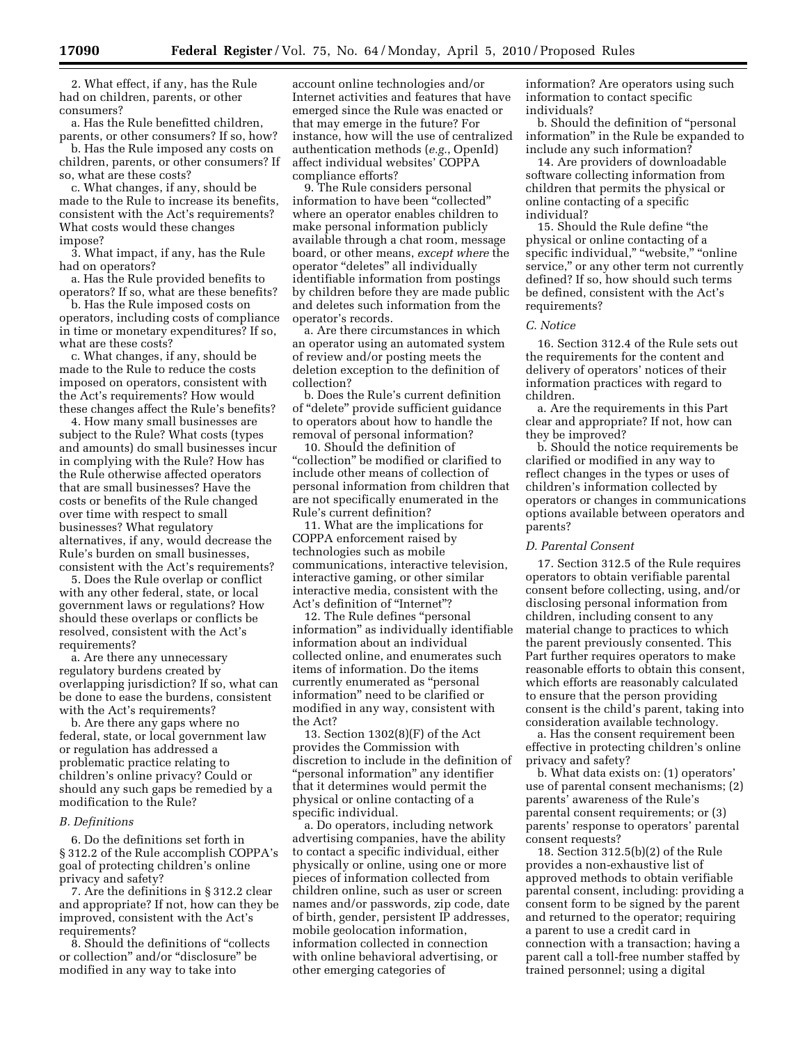2. What effect, if any, has the Rule had on children, parents, or other consumers?

a. Has the Rule benefitted children, parents, or other consumers? If so, how?

b. Has the Rule imposed any costs on children, parents, or other consumers? If so, what are these costs?

c. What changes, if any, should be made to the Rule to increase its benefits, consistent with the Act's requirements? What costs would these changes impose?

3. What impact, if any, has the Rule had on operators?

a. Has the Rule provided benefits to operators? If so, what are these benefits?

b. Has the Rule imposed costs on operators, including costs of compliance in time or monetary expenditures? If so, what are these costs?

c. What changes, if any, should be made to the Rule to reduce the costs imposed on operators, consistent with the Act's requirements? How would these changes affect the Rule's benefits?

4. How many small businesses are subject to the Rule? What costs (types and amounts) do small businesses incur in complying with the Rule? How has the Rule otherwise affected operators that are small businesses? Have the costs or benefits of the Rule changed over time with respect to small businesses? What regulatory alternatives, if any, would decrease the Rule's burden on small businesses, consistent with the Act's requirements?

5. Does the Rule overlap or conflict with any other federal, state, or local government laws or regulations? How should these overlaps or conflicts be resolved, consistent with the Act's requirements?

a. Are there any unnecessary regulatory burdens created by overlapping jurisdiction? If so, what can be done to ease the burdens, consistent with the Act's requirements?

b. Are there any gaps where no federal, state, or local government law or regulation has addressed a problematic practice relating to children's online privacy? Could or should any such gaps be remedied by a modification to the Rule?

### B. Definitions

6. Do the definitions set forth in § 312.2 of the Rule accomplish COPPA's goal of protecting children's online privacy and safety?

7. Are the definitions in § 312.2 clear and appropriate? If not, how can they be improved, consistent with the Act's requirements?

8. Should the definitions of "collects or collection" and/or "disclosure" be modified in any way to take into account online technologies and/or Internet activities and features that have emerged since the Rule was enacted or that may emerge in the future? For instance, how will the use of centralized authentication methods (*e.g.*, OpenId) affect individual websites' COPPA compliance efforts?

9. The Rule considers personal information to have been "collected" where an operator enables children to make personal information publicly available through a chat room, message board, or other means, *except where* the operator "deletes" all individually identifiable information from postings by children before they are made public and deletes such information from the operator's records.

a. Are there circumstances in which an operator using an automated system of review and/or posting meets the deletion exception to the definition of collection?

b. Does the Rule's current definition of "delete" provide sufficient guidance to operators about how to handle the removal of personal information?

10. Should the definition of "collection" be modified or clarified to include other means of collection of personal information from children that are not specifically enumerated in the Rule's current definition?

11. What are the implications for COPPA enforcement raised by technologies such as mobile communications, interactive television, interactive gaming, or other similar interactive media, consistent with the Act's definition of "Internet"?

12. The Rule defines "personal information" as individually identifiable information about an individual collected online, and enumerates such items of information. Do the items currently enumerated as "personal information" need to be clarified or modified in any way, consistent with the Act?

13. Section 1302(8)(F) of the Act provides the Commission with discretion to include in the definition of "personal information" any identifier that it determines would permit the physical or online contacting of a specific individual.

a. Do operators, including network advertising companies, have the ability to contact a specific individual, either physically or online, using one or more pieces of information collected from children online, such as user or screen names and/or passwords, zip code, date of birth, gender, persistent IP addresses, mobile geolocation information, information collected in connection with online behavioral advertising, or other emerging categories of information? Are operators using such information to contact specific individuals?

b. Should the definition of "personal information" in the Rule be expanded to include any such information?

14. Are providers of downloadable software collecting information from children that permits the physical or online contacting of a specific individual?

15. Should the Rule define "the physical or online contacting of a specific individual," "website," "online service," or any other term not currently defined? If so, how should such terms be defined, consistent with the Act's requirements?

### C. Notice

16. Section 312.4 of the Rule sets out the requirements for the content and delivery of operators' notices of their information practices with regard to children.

a. Are the requirements in this Part clear and appropriate? If not, how can they be improved?

b. Should the notice requirements be clarified or modified in any way to reflect changes in the types or uses of children's information collected by operators or changes in communications options available between operators and parents?

### D. Parental Consent

17. Section 312.5 of the Rule requires operators to obtain verifiable parental consent before collecting, using, and/or disclosing personal information from children, including consent to any material change to practices to which the parent previously consented. This Part further requires operators to make reasonable efforts to obtain this consent, which efforts are reasonably calculated to ensure that the person providing consent is the child's parent, taking into consideration available technology.

a. Has the consent requirement been effective in protecting children's online privacy and safety?

b. What data exists on: (1) operators' use of parental consent mechanisms; (2) parents' awareness of the Rule's parental consent requirements; or (3) parents' response to operators' parental consent requests?

18. Section 312.5(b)(2) of the Rule provides a non-exhaustive list of approved methods to obtain verifiable parental consent, including: providing a consent form to be signed by the parent and returned to the operator; requiring a parent to use a credit card in connection with a transaction; having a parent call a toll-free number staffed by trained personnel; using a digital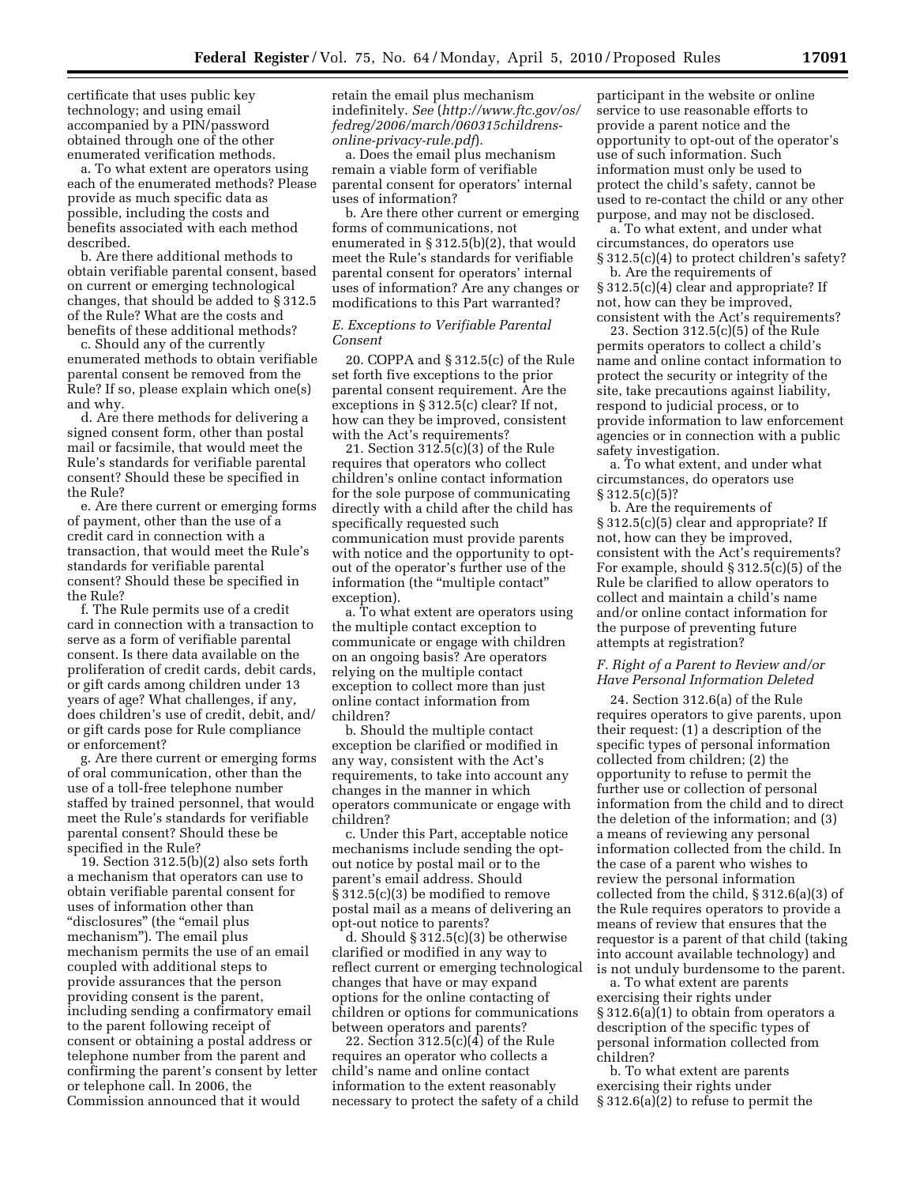certificate that uses public key technology; and using email accompanied by a PIN/password obtained through one of the other enumerated verification methods.

a. To what extent are operators using each of the enumerated methods? Please provide as much specific data as possible, including the costs and benefits associated with each method described.

b. Are there additional methods to obtain verifiable parental consent, based on current or emerging technological changes, that should be added to § 312.5 of the Rule? What are the costs and benefits of these additional methods?

c. Should any of the currently enumerated methods to obtain verifiable parental consent be removed from the Rule? If so, please explain which one(s) and why.

d. Are there methods for delivering a signed consent form, other than postal mail or facsimile, that would meet the Rule's standards for verifiable parental consent? Should these be specified in the Rule?

e. Are there current or emerging forms of payment, other than the use of a credit card in connection with a transaction, that would meet the Rule's standards for verifiable parental consent? Should these be specified in the Rule?

f. The Rule permits use of a credit card in connection with a transaction to serve as a form of verifiable parental consent. Is there data available on the proliferation of credit cards, debit cards, or gift cards among children under 13 years of age? What challenges, if any, does children's use of credit, debit, and/or gift cards pose for Rule compliance or enforcement?

g. Are there current or emerging forms of oral communication, other than the use of a toll-free telephone number staffed by trained personnel, that would meet the Rule's standards for verifiable parental consent? Should these be specified in the Rule?

19. Section 312.5(b)(2) also sets forth a mechanism that operators can use to obtain verifiable parental consent for uses of information other than "disclosures" (the "email plus mechanism"). The email plus mechanism permits the use of an email coupled with additional steps to provide assurances that the person providing consent is the parent, including sending a confirmatory email to the parent following receipt of consent or obtaining a postal address or telephone number from the parent and confirming the parent's consent by letter or telephone call. In 2006, the Commission announced that it would retain the email plus mechanism indefinitely. *See* (*http://www.ftc.gov/os/fedreg/2006/march/060315childrens-online-privacy-rule.pdf*).

a. Does the email plus mechanism remain a viable form of verifiable parental consent for operators' internal uses of information?

b. Are there other current or emerging forms of communications, not enumerated in § 312.5(b)(2), that would meet the Rule's standards for verifiable parental consent for operators' internal uses of information? Are any changes or modifications to this Part warranted?

### *E. Exceptions to Verifiable Parental Consent*

20. COPPA and § 312.5(c) of the Rule set forth five exceptions to the prior parental consent requirement. Are the exceptions in § 312.5(c) clear? If not, how can they be improved, consistent with the Act's requirements?

21. Section 312.5(c)(3) of the Rule requires that operators who collect children's online contact information for the sole purpose of communicating directly with a child after the child has specifically requested such communication must provide parents with notice and the opportunity to opt-out of the operator's further use of the information (the "multiple contact" exception).

a. To what extent are operators using the multiple contact exception to communicate or engage with children on an ongoing basis? Are operators relying on the multiple contact exception to collect more than just online contact information from children?

b. Should the multiple contact exception be clarified or modified in any way, consistent with the Act's requirements, to take into account any changes in the manner in which operators communicate or engage with children?

c. Under this Part, acceptable notice mechanisms include sending the opt-out notice by postal mail or to the parent's email address. Should § 312.5(c)(3) be modified to remove postal mail as a means of delivering an opt-out notice to parents?

d. Should § 312.5(c)(3) be otherwise clarified or modified in any way to reflect current or emerging technological changes that have or may expand options for the online contacting of children or options for communications between operators and parents?

22. Section 312.5(c)(4) of the Rule requires an operator who collects a child's name and online contact information to the extent reasonably necessary to protect the safety of a child participant in the website or online service to use reasonable efforts to provide a parent notice and the opportunity to opt-out of the operator's use of such information. Such information must only be used to protect the child's safety, cannot be used to re-contact the child or any other purpose, and may not be disclosed.

a. To what extent, and under what circumstances, do operators use § 312.5(c)(4) to protect children's safety?

b. Are the requirements of § 312.5(c)(4) clear and appropriate? If not, how can they be improved, consistent with the Act's requirements?

23. Section 312.5(c)(5) of the Rule permits operators to collect a child's name and online contact information to protect the security or integrity of the site, take precautions against liability, respond to judicial process, or to provide information to law enforcement agencies or in connection with a public safety investigation.

a. To what extent, and under what circumstances, do operators use § 312.5(c)(5)?

b. Are the requirements of § 312.5(c)(5) clear and appropriate? If not, how can they be improved, consistent with the Act's requirements? For example, should § 312.5(c)(5) of the Rule be clarified to allow operators to collect and maintain a child's name and/or online contact information for the purpose of preventing future attempts at registration?

### *F. Right of a Parent to Review and/or Have Personal Information Deleted*

24. Section 312.6(a) of the Rule requires operators to give parents, upon their request: (1) a description of the specific types of personal information collected from children; (2) the opportunity to refuse to permit the further use or collection of personal information from the child and to direct the deletion of the information; and (3) a means of reviewing any personal information collected from the child. In the case of a parent who wishes to review the personal information collected from the child, § 312.6(a)(3) of the Rule requires operators to provide a means of review that ensures that the requestor is a parent of that child (taking into account available technology) and is not unduly burdensome to the parent.

a. To what extent are parents exercising their rights under § 312.6(a)(1) to obtain from operators a description of the specific types of personal information collected from children?

b. To what extent are parents exercising their rights under § 312.6(a)(2) to refuse to permit the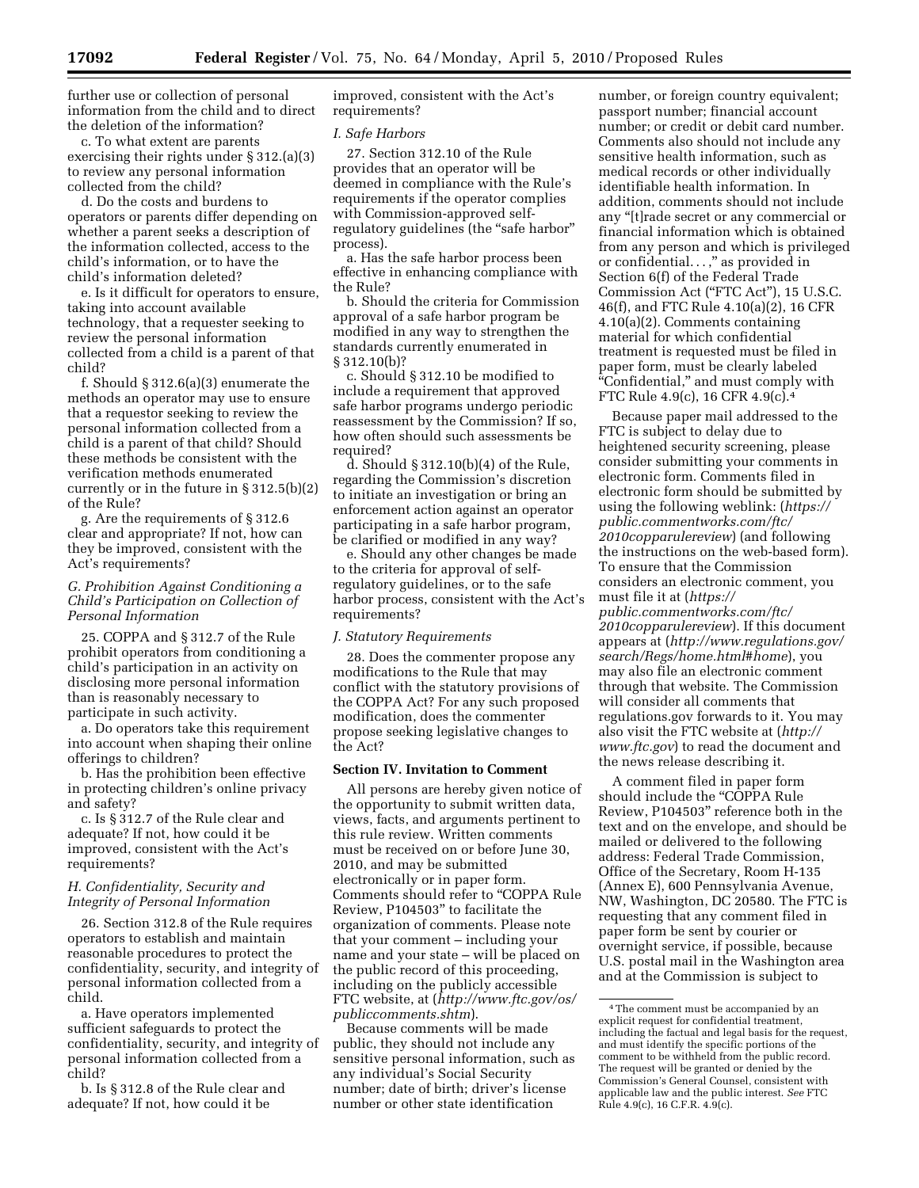further use or collection of personal information from the child and to direct the deletion of the information?

c. To what extent are parents exercising their rights under § 312.(a)(3) to review any personal information collected from the child?

d. Do the costs and burdens to operators or parents differ depending on whether a parent seeks a description of the information collected, access to the child's information, or to have the child's information deleted?

e. Is it difficult for operators to ensure, taking into account available technology, that a requester seeking to review the personal information collected from a child is a parent of that child?

f. Should § 312.6(a)(3) enumerate the methods an operator may use to ensure that a requestor seeking to review the personal information collected from a child is a parent of that child? Should these methods be consistent with the verification methods enumerated currently or in the future in § 312.5(b)(2) of the Rule?

g. Are the requirements of § 312.6 clear and appropriate? If not, how can they be improved, consistent with the Act's requirements?

### *G. Prohibition Against Conditioning a Child's Participation on Collection of Personal Information*

25. COPPA and § 312.7 of the Rule prohibit operators from conditioning a child's participation in an activity on disclosing more personal information than is reasonably necessary to participate in such activity.

a. Do operators take this requirement into account when shaping their online offerings to children?

b. Has the prohibition been effective in protecting children's online privacy and safety?

c. Is § 312.7 of the Rule clear and adequate? If not, how could it be improved, consistent with the Act's requirements?

### *H. Confidentiality, Security and Integrity of Personal Information*

26. Section 312.8 of the Rule requires operators to establish and maintain reasonable procedures to protect the confidentiality, security, and integrity of personal information collected from a child.

a. Have operators implemented sufficient safeguards to protect the confidentiality, security, and integrity of personal information collected from a child?

b. Is § 312.8 of the Rule clear and adequate? If not, how could it be improved, consistent with the Act's requirements?

### *I. Safe Harbors*

27. Section 312.10 of the Rule provides that an operator will be deemed in compliance with the Rule's requirements if the operator complies with Commission-approved self-regulatory guidelines (the "safe harbor" process).

a. Has the safe harbor process been effective in enhancing compliance with the Rule?

b. Should the criteria for Commission approval of a safe harbor program be modified in any way to strengthen the standards currently enumerated in § 312.10(b)?

c. Should § 312.10 be modified to include a requirement that approved safe harbor programs undergo periodic reassessment by the Commission? If so, how often should such assessments be required?

d. Should § 312.10(b)(4) of the Rule, regarding the Commission's discretion to initiate an investigation or bring an enforcement action against an operator participating in a safe harbor program, be clarified or modified in any way?

e. Should any other changes be made to the criteria for approval of self-regulatory guidelines, or to the safe harbor process, consistent with the Act's requirements?

### *J. Statutory Requirements*

28. Does the commenter propose any modifications to the Rule that may conflict with the statutory provisions of the COPPA Act? For any such proposed modification, does the commenter propose seeking legislative changes to the Act?

## Section IV. Invitation to Comment

All persons are hereby given notice of the opportunity to submit written data, views, facts, and arguments pertinent to this rule review. Written comments must be received on or before June 30, 2010, and may be submitted electronically or in paper form. Comments should refer to "COPPA Rule Review, P104503" to facilitate the organization of comments. Please note that your comment – including your name and your state – will be placed on the public record of this proceeding, including on the publicly accessible FTC website, at (*http://www.ftc.gov/os/publiccomments.shtm*).

Because comments will be made public, they should not include any sensitive personal information, such as any individual's Social Security number; date of birth; driver's license number or other state identification number, or foreign country equivalent; passport number; financial account number; or credit or debit card number. Comments also should not include any sensitive health information, such as medical records or other individually identifiable health information. In addition, comments should not include any "[t]rade secret or any commercial or financial information which is obtained from any person and which is privileged or confidential. . . ," as provided in Section 6(f) of the Federal Trade Commission Act ("FTC Act"), 15 U.S.C. 46(f), and FTC Rule 4.10(a)(2), 16 CFR 4.10(a)(2). Comments containing material for which confidential treatment is requested must be filed in paper form, must be clearly labeled "Confidential," and must comply with FTC Rule 4.9(c), 16 CFR 4.9(c).[4]

Because paper mail addressed to the FTC is subject to delay due to heightened security screening, please consider submitting your comments in electronic form. Comments filed in electronic form should be submitted by using the following weblink: (*https://public.commentworks.com/ftc/2010copparulereview*) (and following the instructions on the web-based form). To ensure that the Commission considers an electronic comment, you must file it at (*https://public.commentworks.com/ftc/2010copparulereview*). If this document appears at (*http://www.regulations.gov/search/Regs/home.html#home*), you may also file an electronic comment through that website. The Commission will consider all comments that regulations.gov forwards to it. You may also visit the FTC website at (*http://www.ftc.gov*) to read the document and the news release describing it.

A comment filed in paper form should include the "COPPA Rule Review, P104503" reference both in the text and on the envelope, and should be mailed or delivered to the following address: Federal Trade Commission, Office of the Secretary, Room H-135 (Annex E), 600 Pennsylvania Avenue, NW, Washington, DC 20580. The FTC is requesting that any comment filed in paper form be sent by courier or overnight service, if possible, because U.S. postal mail in the Washington area and at the Commission is subject to

[4] The comment must be accompanied by an explicit request for confidential treatment, including the factual and legal basis for the request, and must identify the specific portions of the comment to be withheld from the public record. The request will be granted or denied by the Commission's General Counsel, consistent with applicable law and the public interest. *See* FTC Rule 4.9(c), 16 C.F.R. 4.9(c).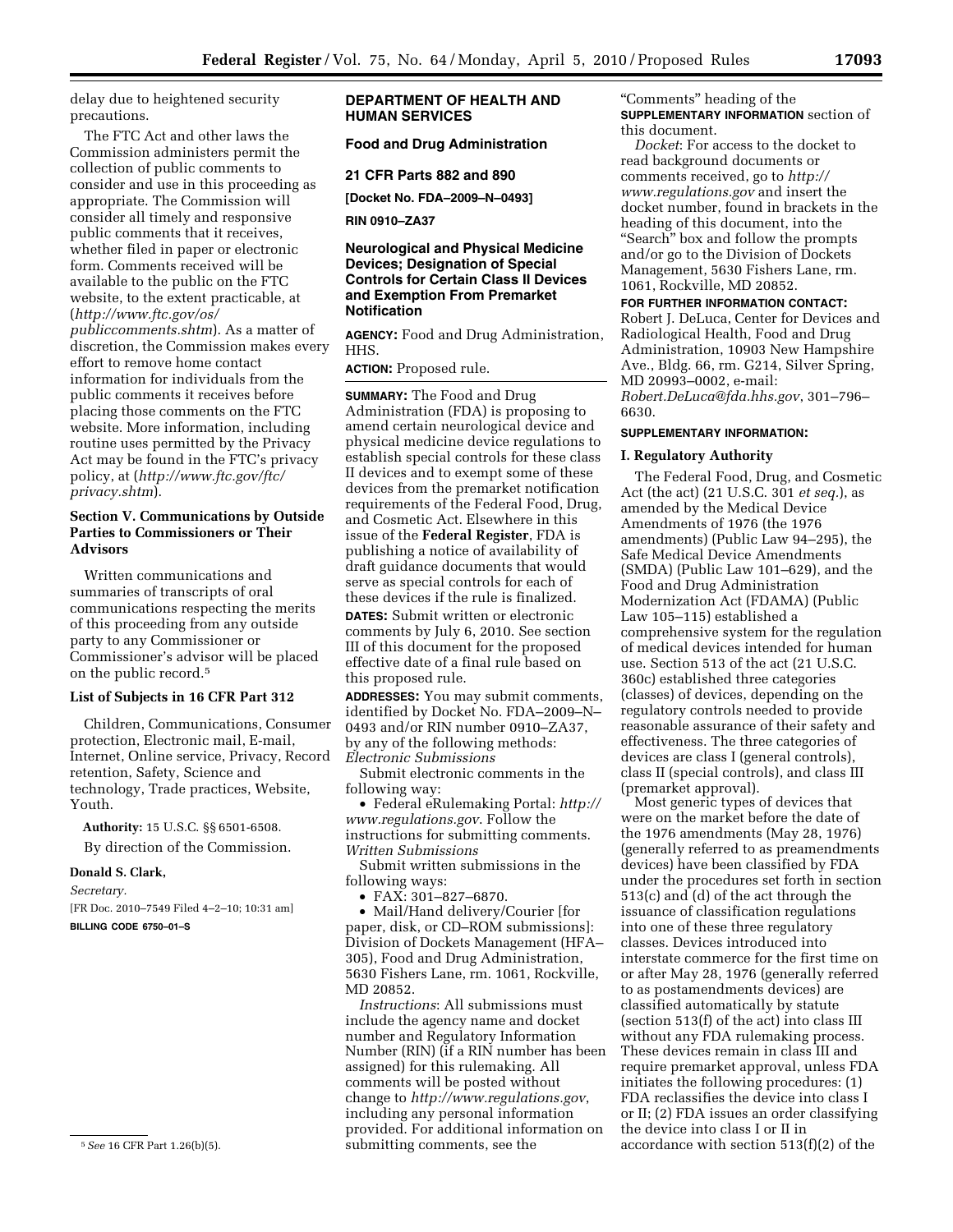delay due to heightened security precautions.

The FTC Act and other laws the Commission administers permit the collection of public comments to consider and use in this proceeding as appropriate. The Commission will consider all timely and responsive public comments that it receives, whether filed in paper or electronic form. Comments received will be available to the public on the FTC website, to the extent practicable, at (*http://www.ftc.gov/os/publiccomments.shtm*). As a matter of discretion, the Commission makes every effort to remove home contact information for individuals from the public comments it receives before placing those comments on the FTC website. More information, including routine uses permitted by the Privacy Act may be found in the FTC's privacy policy, at (*http://www.ftc.gov/ftc/privacy.shtm*).

### Section V. Communications by Outside Parties to Commissioners or Their Advisors

Written communications and summaries of transcripts of oral communications respecting the merits of this proceeding from any outside party to any Commissioner or Commissioner's advisor will be placed on the public record.[5]

### List of Subjects in 16 CFR Part 312

Children, Communications, Consumer protection, Electronic mail, E-mail, Internet, Online service, Privacy, Record retention, Safety, Science and technology, Trade practices, Website, Youth.

**Authority:** 15 U.S.C. §§ 6501-6508.

By direction of the Commission.

**Donald S. Clark,**

*Secretary.*

[FR Doc. 2010–7549 Filed 4–2–10; 10:31 am]

**BILLING CODE 6750–01–S**

[5] *See* 16 CFR Part 1.26(b)(5).

## DEPARTMENT OF HEALTH AND HUMAN SERVICES

### Food and Drug Administration

### 21 CFR Parts 882 and 890

**[Docket No. FDA–2009–N–0493]**

**RIN 0910–ZA37**

### Neurological and Physical Medicine Devices; Designation of Special Controls for Certain Class II Devices and Exemption From Premarket Notification

**AGENCY:** Food and Drug Administration, HHS.

**ACTION:** Proposed rule.

**SUMMARY:** The Food and Drug Administration (FDA) is proposing to amend certain neurological device and physical medicine device regulations to establish special controls for these class II devices and to exempt some of these devices from the premarket notification requirements of the Federal Food, Drug, and Cosmetic Act. Elsewhere in this issue of the **Federal Register**, FDA is publishing a notice of availability of draft guidance documents that would serve as special controls for each of these devices if the rule is finalized.

**DATES:** Submit written or electronic comments by July 6, 2010. See section III of this document for the proposed effective date of a final rule based on this proposed rule.

**ADDRESSES:** You may submit comments, identified by Docket No. FDA–2009–N–0493 and/or RIN number 0910–ZA37, by any of the following methods:

*Electronic Submissions*

Submit electronic comments in the following way:

- Federal eRulemaking Portal: *http://www.regulations.gov*. Follow the instructions for submitting comments.

*Written Submissions*

Submit written submissions in the following ways:

- FAX: 301–827–6870.
- Mail/Hand delivery/Courier [for paper, disk, or CD–ROM submissions]: Division of Dockets Management (HFA–305), Food and Drug Administration, 5630 Fishers Lane, rm. 1061, Rockville, MD 20852.

*Instructions*: All submissions must include the agency name and docket number and Regulatory Information Number (RIN) (if a RIN number has been assigned) for this rulemaking. All comments will be posted without change to *http://www.regulations.gov*, including any personal information provided. For additional information on submitting comments, see the "Comments" heading of the **SUPPLEMENTARY INFORMATION** section of this document.

*Docket*: For access to the docket to read background documents or comments received, go to *http://www.regulations.gov* and insert the docket number, found in brackets in the heading of this document, into the "Search" box and follow the prompts and/or go to the Division of Dockets Management, 5630 Fishers Lane, rm. 1061, Rockville, MD 20852.

**FOR FURTHER INFORMATION CONTACT:** Robert J. DeLuca, Center for Devices and Radiological Health, Food and Drug Administration, 10903 New Hampshire Ave., Bldg. 66, rm. G214, Silver Spring, MD 20993–0002, e-mail: *Robert.DeLuca@fda.hhs.gov*, 301–796–6630.

**SUPPLEMENTARY INFORMATION:**

### I. Regulatory Authority

The Federal Food, Drug, and Cosmetic Act (the act) (21 U.S.C. 301 *et seq.*), as amended by the Medical Device Amendments of 1976 (the 1976 amendments) (Public Law 94–295), the Safe Medical Device Amendments (SMDA) (Public Law 101–629), and the Food and Drug Administration Modernization Act (FDAMA) (Public Law 105–115) established a comprehensive system for the regulation of medical devices intended for human use. Section 513 of the act (21 U.S.C. 360c) established three categories (classes) of devices, depending on the regulatory controls needed to provide reasonable assurance of their safety and effectiveness. The three categories of devices are class I (general controls), class II (special controls), and class III (premarket approval).

Most generic types of devices that were on the market before the date of the 1976 amendments (May 28, 1976) (generally referred to as preamendments devices) have been classified by FDA under the procedures set forth in section 513(c) and (d) of the act through the issuance of classification regulations into one of these three regulatory classes. Devices introduced into interstate commerce for the first time on or after May 28, 1976 (generally referred to as postamendments devices) are classified automatically by statute (section 513(f) of the act) into class III without any FDA rulemaking process. These devices remain in class III and require premarket approval, unless FDA initiates the following procedures: (1) FDA reclassifies the device into class I or II; (2) FDA issues an order classifying the device into class I or II in accordance with section 513(f)(2) of the